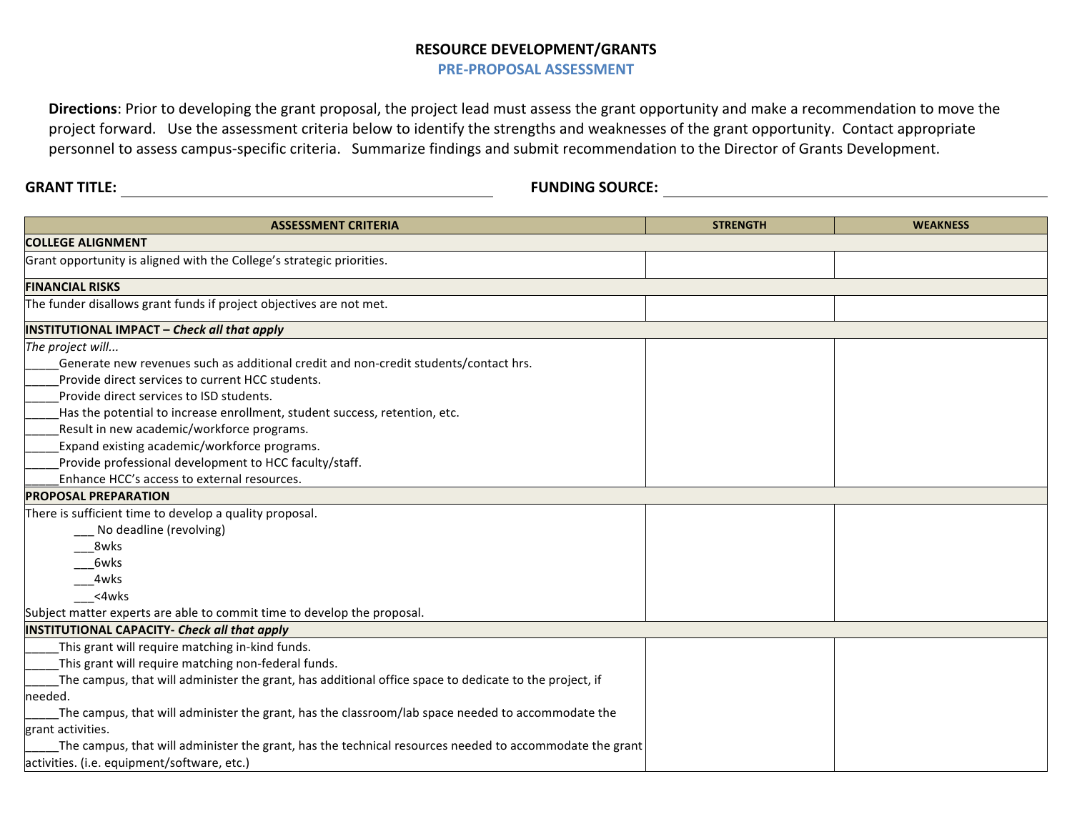# RESOURCE DEVELOPMENT/GRANTS

## PRE-PROPOSAL ASSESSMENT

**Directions**: Prior to developing the grant proposal, the project lead must assess the grant opportunity and make a recommendation to move the project forward. Use the assessment criteria below to identify the strengths and weaknesses of the grant opportunity. Contact appropriate personnel to assess campus-specific criteria. Summarize findings and submit recommendation to the Director of Grants Development.

**GRANT TITLE:** ______________________________ **FUNDING SOURCE:** ______________________________

| ASSESSMENT CRITERIA | STRENGTH | WEAKNESS |
|---|---|---|
| **COLLEGE ALIGNMENT** | | |
| Grant opportunity is aligned with the College's strategic priorities. | | |
| **FINANCIAL RISKS** | | |
| The funder disallows grant funds if project objectives are not met. | | |
| **INSTITUTIONAL IMPACT** – ***Check all that apply*** | | |
| *The project will...*<br>_____Generate new revenues such as additional credit and non-credit students/contact hrs.<br>_____Provide direct services to current HCC students.<br>_____Provide direct services to ISD students.<br>_____Has the potential to increase enrollment, student success, retention, etc.<br>_____Result in new academic/workforce programs.<br>_____Expand existing academic/workforce programs.<br>_____Provide professional development to HCC faculty/staff.<br>_____Enhance HCC's access to external resources. | | |
| **PROPOSAL PREPARATION** | | |
| There is sufficient time to develop a quality proposal.<br>___ No deadline (revolving)<br>___8wks<br>___6wks<br>___4wks<br>___<4wks<br>Subject matter experts are able to commit time to develop the proposal. | | |
| **INSTITUTIONAL CAPACITY-** ***Check all that apply*** | | |
| _____This grant will require matching in-kind funds.<br>_____This grant will require matching non-federal funds.<br>_____The campus, that will administer the grant, has additional office space to dedicate to the project, if needed.<br>_____The campus, that will administer the grant, has the classroom/lab space needed to accommodate the grant activities.<br>_____The campus, that will administer the grant, has the technical resources needed to accommodate the grant activities. (i.e. equipment/software, etc.) | | |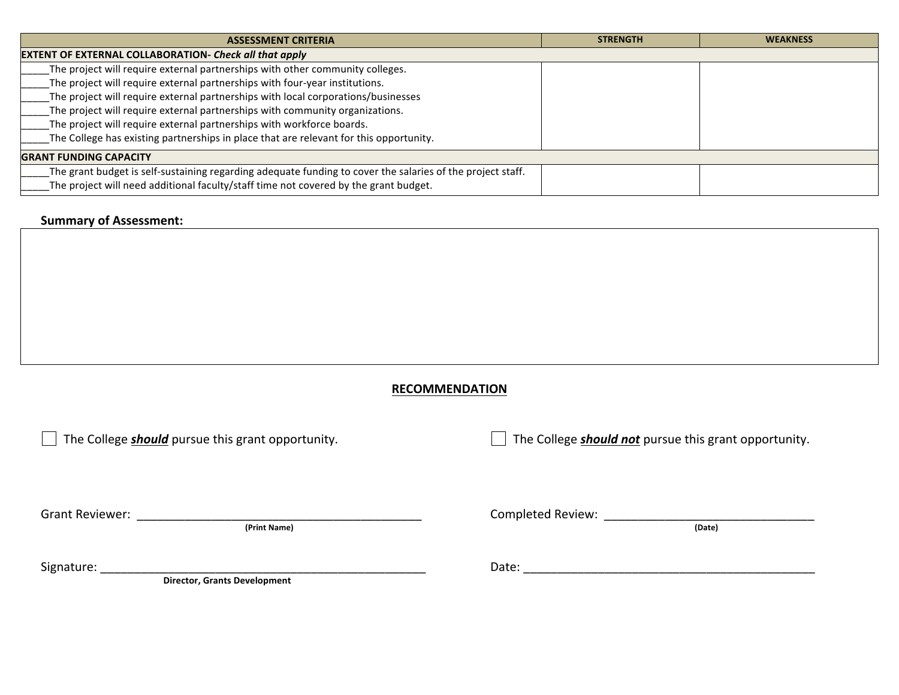| ASSESSMENT CRITERIA | STRENGTH | WEAKNESS |
| --- | --- | --- |
| **EXTENT OF EXTERNAL COLLABORATION-** ***Check all that apply*** | | |
| _____The project will require external partnerships with other community colleges.<br>_____The project will require external partnerships with four-year institutions.<br>_____The project will require external partnerships with local corporations/businesses<br>_____The project will require external partnerships with community organizations.<br>_____The project will require external partnerships with workforce boards.<br>_____The College has existing partnerships in place that are relevant for this opportunity. | | |
| **GRANT FUNDING CAPACITY** | | |
| _____The grant budget is self-sustaining regarding adequate funding to cover the salaries of the project staff.<br>_____The project will need additional faculty/staff time not covered by the grant budget. | | |

**Summary of Assessment:**

## RECOMMENDATION

☐ The College ***should*** pursue this grant opportunity.

☐ The College ***should not*** pursue this grant opportunity.

Grant Reviewer: _____________________________________________
(Print Name)

Completed Review: ________________________________
(Date)

Signature: ____________________________________________________
Director, Grants Development

Date: ______________________________________________